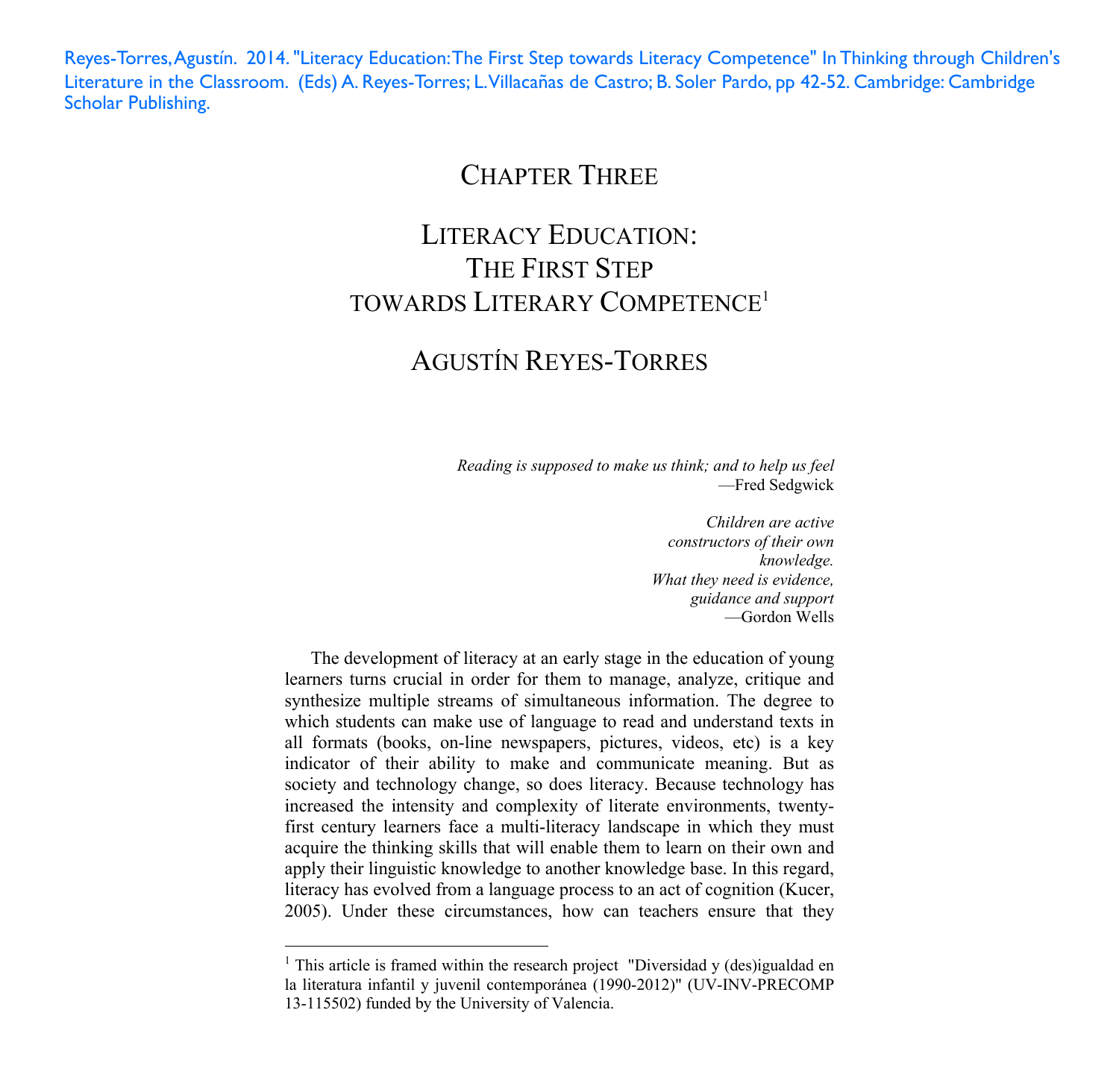Reyes-Torres, Agustín. 2014. "Literacy Education: The First Step towards Literacy Competence" In Thinking through Children's Literature in the Classroom. (Eds) A. Reyes-Torres; L. Villacañas de Castro; B. Soler Pardo, pp 42-52. Cambridge: Cambridge Scholar Publishing.

# CHAPTER THREE

# LITERACY EDUCATION: THE FIRST STEP TOWARDS LITERARY COMPETENCE[1]

## AGUSTÍN REYES-TORRES

*Reading is supposed to make us think; and to help us feel*
—Fred Sedgwick

*Children are active constructors of their own knowledge.*
*What they need is evidence, guidance and support*
—Gordon Wells

The development of literacy at an early stage in the education of young learners turns crucial in order for them to manage, analyze, critique and synthesize multiple streams of simultaneous information. The degree to which students can make use of language to read and understand texts in all formats (books, on-line newspapers, pictures, videos, etc) is a key indicator of their ability to make and communicate meaning. But as society and technology change, so does literacy. Because technology has increased the intensity and complexity of literate environments, twenty-first century learners face a multi-literacy landscape in which they must acquire the thinking skills that will enable them to learn on their own and apply their linguistic knowledge to another knowledge base. In this regard, literacy has evolved from a language process to an act of cognition (Kucer, 2005). Under these circumstances, how can teachers ensure that they

---

[1] This article is framed within the research project "Diversidad y (des)igualdad en la literatura infantil y juvenil contemporánea (1990-2012)" (UV-INV-PRECOMP 13-115502) funded by the University of Valencia.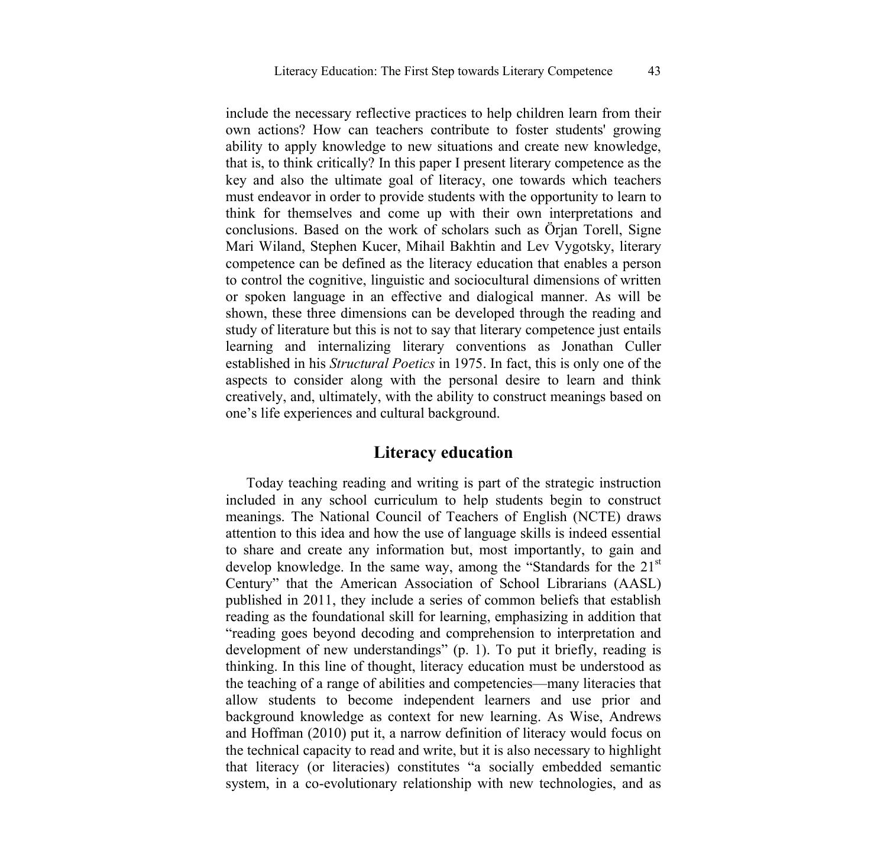include the necessary reflective practices to help children learn from their own actions? How can teachers contribute to foster students' growing ability to apply knowledge to new situations and create new knowledge, that is, to think critically? In this paper I present literary competence as the key and also the ultimate goal of literacy, one towards which teachers must endeavor in order to provide students with the opportunity to learn to think for themselves and come up with their own interpretations and conclusions. Based on the work of scholars such as Örjan Torell, Signe Mari Wiland, Stephen Kucer, Mihail Bakhtin and Lev Vygotsky, literary competence can be defined as the literacy education that enables a person to control the cognitive, linguistic and sociocultural dimensions of written or spoken language in an effective and dialogical manner. As will be shown, these three dimensions can be developed through the reading and study of literature but this is not to say that literary competence just entails learning and internalizing literary conventions as Jonathan Culler established in his *Structural Poetics* in 1975. In fact, this is only one of the aspects to consider along with the personal desire to learn and think creatively, and, ultimately, with the ability to construct meanings based on one's life experiences and cultural background.

## Literacy education

Today teaching reading and writing is part of the strategic instruction included in any school curriculum to help students begin to construct meanings. The National Council of Teachers of English (NCTE) draws attention to this idea and how the use of language skills is indeed essential to share and create any information but, most importantly, to gain and develop knowledge. In the same way, among the "Standards for the 21st Century" that the American Association of School Librarians (AASL) published in 2011, they include a series of common beliefs that establish reading as the foundational skill for learning, emphasizing in addition that "reading goes beyond decoding and comprehension to interpretation and development of new understandings" (p. 1). To put it briefly, reading is thinking. In this line of thought, literacy education must be understood as the teaching of a range of abilities and competencies—many literacies that allow students to become independent learners and use prior and background knowledge as context for new learning. As Wise, Andrews and Hoffman (2010) put it, a narrow definition of literacy would focus on the technical capacity to read and write, but it is also necessary to highlight that literacy (or literacies) constitutes "a socially embedded semantic system, in a co-evolutionary relationship with new technologies, and as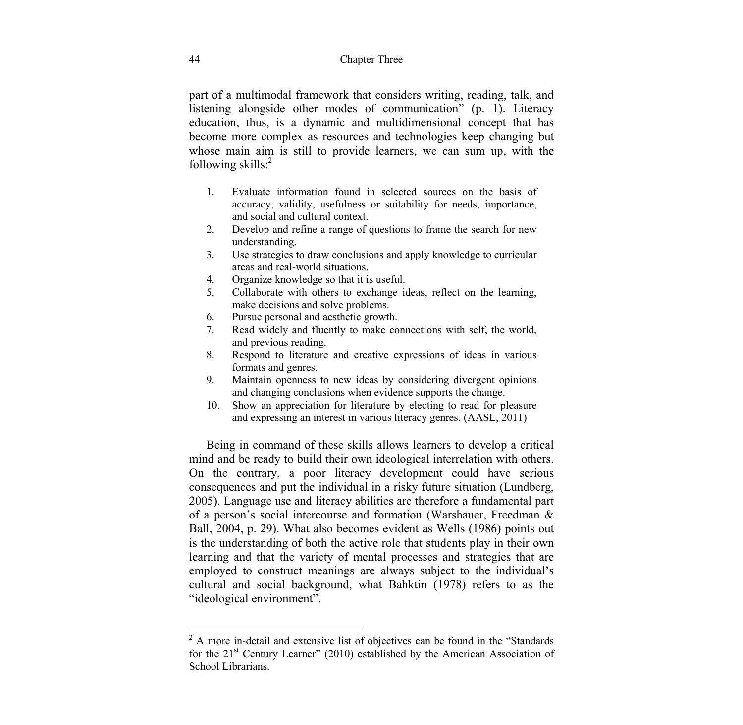part of a multimodal framework that considers writing, reading, talk, and listening alongside other modes of communication" (p. 1). Literacy education, thus, is a dynamic and multidimensional concept that has become more complex as resources and technologies keep changing but whose main aim is still to provide learners, we can sum up, with the following skills:[2]

1. Evaluate information found in selected sources on the basis of accuracy, validity, usefulness or suitability for needs, importance, and social and cultural context.
2. Develop and refine a range of questions to frame the search for new understanding.
3. Use strategies to draw conclusions and apply knowledge to curricular areas and real-world situations.
4. Organize knowledge so that it is useful.
5. Collaborate with others to exchange ideas, reflect on the learning, make decisions and solve problems.
6. Pursue personal and aesthetic growth.
7. Read widely and fluently to make connections with self, the world, and previous reading.
8. Respond to literature and creative expressions of ideas in various formats and genres.
9. Maintain openness to new ideas by considering divergent opinions and changing conclusions when evidence supports the change.
10. Show an appreciation for literature by electing to read for pleasure and expressing an interest in various literacy genres. (AASL, 2011)

Being in command of these skills allows learners to develop a critical mind and be ready to build their own ideological interrelation with others. On the contrary, a poor literacy development could have serious consequences and put the individual in a risky future situation (Lundberg, 2005). Language use and literacy abilities are therefore a fundamental part of a person's social intercourse and formation (Warshauer, Freedman & Ball, 2004, p. 29). What also becomes evident as Wells (1986) points out is the understanding of both the active role that students play in their own learning and that the variety of mental processes and strategies that are employed to construct meanings are always subject to the individual's cultural and social background, what Bahktin (1978) refers to as the "ideological environment".

---

[2] A more in-detail and extensive list of objectives can be found in the "Standards for the 21st Century Learner" (2010) established by the American Association of School Librarians.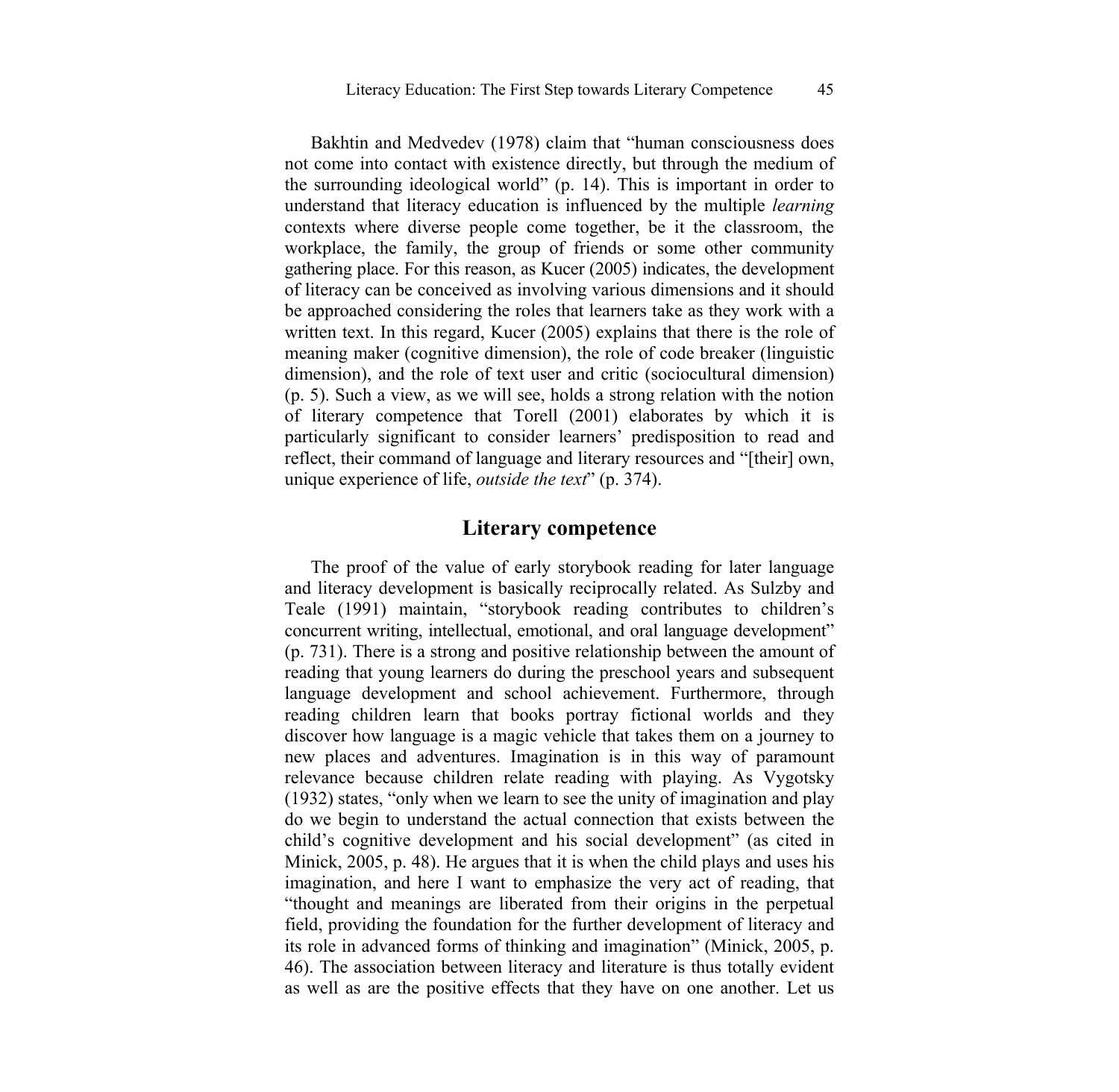Bakhtin and Medvedev (1978) claim that "human consciousness does not come into contact with existence directly, but through the medium of the surrounding ideological world" (p. 14). This is important in order to understand that literacy education is influenced by the multiple *learning* contexts where diverse people come together, be it the classroom, the workplace, the family, the group of friends or some other community gathering place. For this reason, as Kucer (2005) indicates, the development of literacy can be conceived as involving various dimensions and it should be approached considering the roles that learners take as they work with a written text. In this regard, Kucer (2005) explains that there is the role of meaning maker (cognitive dimension), the role of code breaker (linguistic dimension), and the role of text user and critic (sociocultural dimension) (p. 5). Such a view, as we will see, holds a strong relation with the notion of literary competence that Torell (2001) elaborates by which it is particularly significant to consider learners' predisposition to read and reflect, their command of language and literary resources and "[their] own, unique experience of life, *outside the text*" (p. 374).

## Literary competence

The proof of the value of early storybook reading for later language and literacy development is basically reciprocally related. As Sulzby and Teale (1991) maintain, "storybook reading contributes to children's concurrent writing, intellectual, emotional, and oral language development" (p. 731). There is a strong and positive relationship between the amount of reading that young learners do during the preschool years and subsequent language development and school achievement. Furthermore, through reading children learn that books portray fictional worlds and they discover how language is a magic vehicle that takes them on a journey to new places and adventures. Imagination is in this way of paramount relevance because children relate reading with playing. As Vygotsky (1932) states, "only when we learn to see the unity of imagination and play do we begin to understand the actual connection that exists between the child's cognitive development and his social development" (as cited in Minick, 2005, p. 48). He argues that it is when the child plays and uses his imagination, and here I want to emphasize the very act of reading, that "thought and meanings are liberated from their origins in the perpetual field, providing the foundation for the further development of literacy and its role in advanced forms of thinking and imagination" (Minick, 2005, p. 46). The association between literacy and literature is thus totally evident as well as are the positive effects that they have on one another. Let us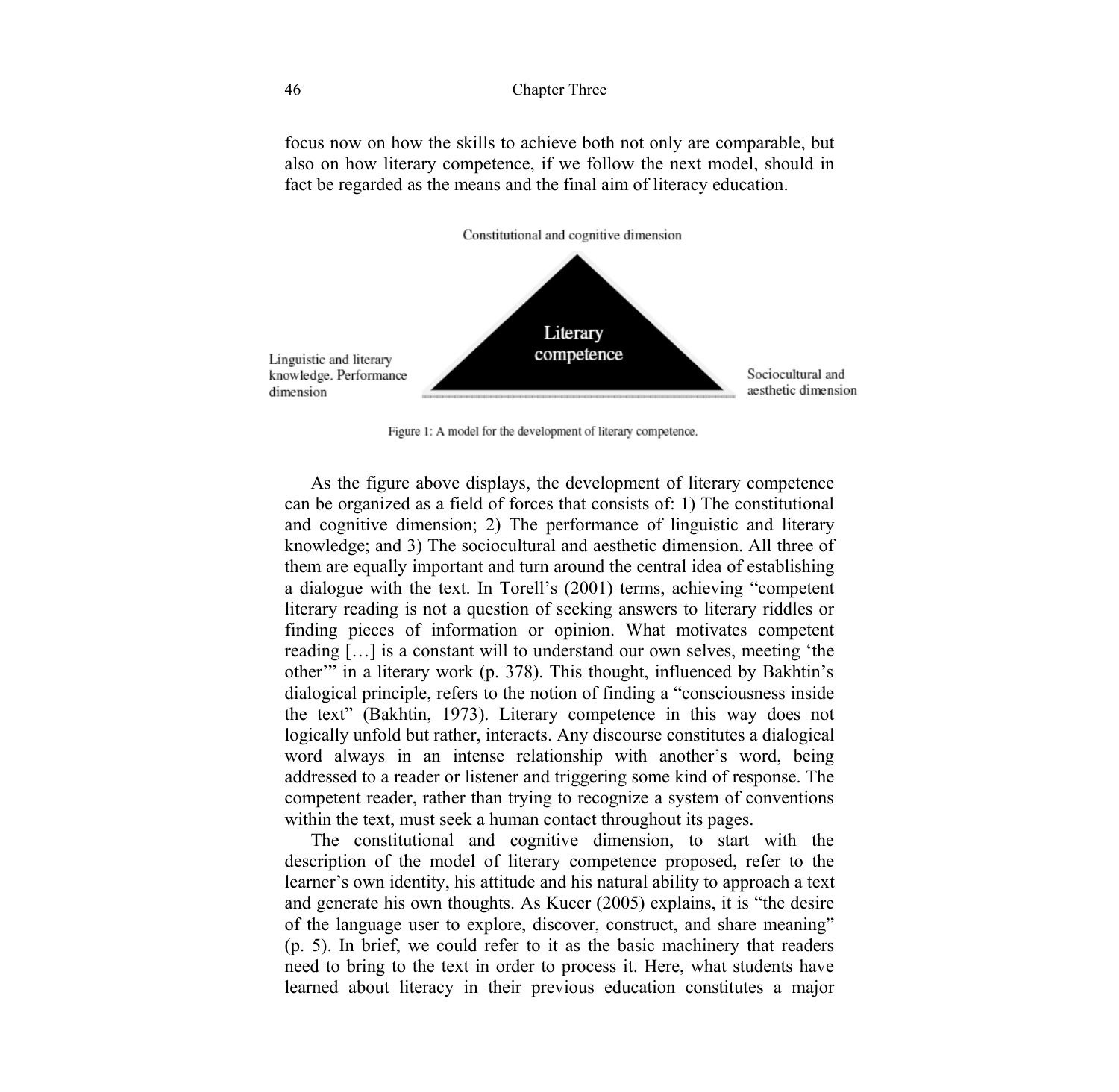focus now on how the skills to achieve both not only are comparable, but also on how literary competence, if we follow the next model, should in fact be regarded as the means and the final aim of literacy education.

Constitutional and cognitive dimension

Literary competence

Linguistic and literary knowledge. Performance dimension

Sociocultural and aesthetic dimension

Figure 1: A model for the development of literary competence.

As the figure above displays, the development of literary competence can be organized as a field of forces that consists of: 1) The constitutional and cognitive dimension; 2) The performance of linguistic and literary knowledge; and 3) The sociocultural and aesthetic dimension. All three of them are equally important and turn around the central idea of establishing a dialogue with the text. In Torell's (2001) terms, achieving "competent literary reading is not a question of seeking answers to literary riddles or finding pieces of information or opinion. What motivates competent reading […] is a constant will to understand our own selves, meeting 'the other'" in a literary work (p. 378). This thought, influenced by Bakhtin's dialogical principle, refers to the notion of finding a "consciousness inside the text" (Bakhtin, 1973). Literary competence in this way does not logically unfold but rather, interacts. Any discourse constitutes a dialogical word always in an intense relationship with another's word, being addressed to a reader or listener and triggering some kind of response. The competent reader, rather than trying to recognize a system of conventions within the text, must seek a human contact throughout its pages.

The constitutional and cognitive dimension, to start with the description of the model of literary competence proposed, refer to the learner's own identity, his attitude and his natural ability to approach a text and generate his own thoughts. As Kucer (2005) explains, it is "the desire of the language user to explore, discover, construct, and share meaning" (p. 5). In brief, we could refer to it as the basic machinery that readers need to bring to the text in order to process it. Here, what students have learned about literacy in their previous education constitutes a major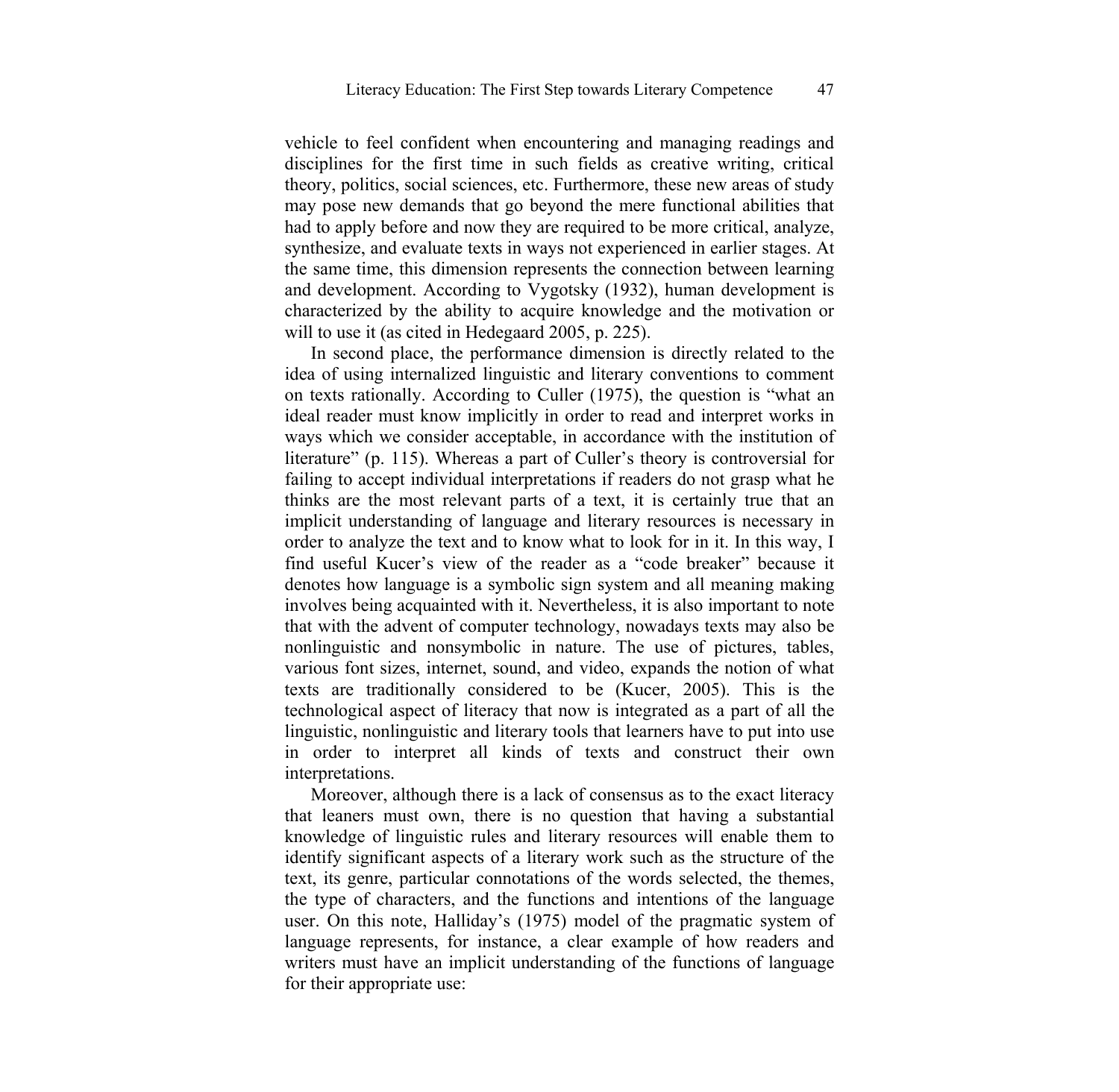vehicle to feel confident when encountering and managing readings and disciplines for the first time in such fields as creative writing, critical theory, politics, social sciences, etc. Furthermore, these new areas of study may pose new demands that go beyond the mere functional abilities that had to apply before and now they are required to be more critical, analyze, synthesize, and evaluate texts in ways not experienced in earlier stages. At the same time, this dimension represents the connection between learning and development. According to Vygotsky (1932), human development is characterized by the ability to acquire knowledge and the motivation or will to use it (as cited in Hedegaard 2005, p. 225).

In second place, the performance dimension is directly related to the idea of using internalized linguistic and literary conventions to comment on texts rationally. According to Culler (1975), the question is "what an ideal reader must know implicitly in order to read and interpret works in ways which we consider acceptable, in accordance with the institution of literature" (p. 115). Whereas a part of Culler's theory is controversial for failing to accept individual interpretations if readers do not grasp what he thinks are the most relevant parts of a text, it is certainly true that an implicit understanding of language and literary resources is necessary in order to analyze the text and to know what to look for in it. In this way, I find useful Kucer's view of the reader as a "code breaker" because it denotes how language is a symbolic sign system and all meaning making involves being acquainted with it. Nevertheless, it is also important to note that with the advent of computer technology, nowadays texts may also be nonlinguistic and nonsymbolic in nature. The use of pictures, tables, various font sizes, internet, sound, and video, expands the notion of what texts are traditionally considered to be (Kucer, 2005). This is the technological aspect of literacy that now is integrated as a part of all the linguistic, nonlinguistic and literary tools that learners have to put into use in order to interpret all kinds of texts and construct their own interpretations.

Moreover, although there is a lack of consensus as to the exact literacy that leaners must own, there is no question that having a substantial knowledge of linguistic rules and literary resources will enable them to identify significant aspects of a literary work such as the structure of the text, its genre, particular connotations of the words selected, the themes, the type of characters, and the functions and intentions of the language user. On this note, Halliday's (1975) model of the pragmatic system of language represents, for instance, a clear example of how readers and writers must have an implicit understanding of the functions of language for their appropriate use: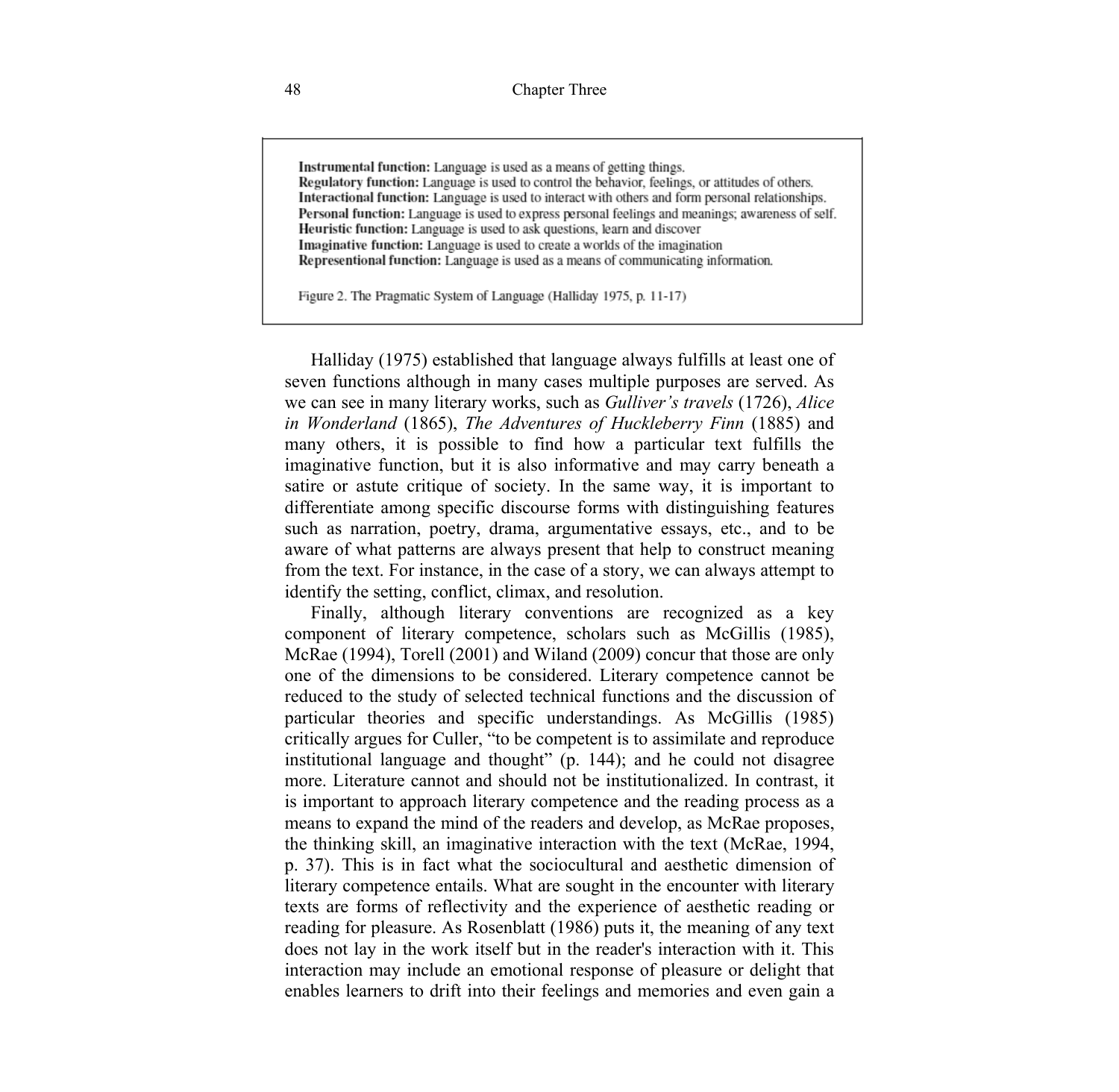**Instrumental function:** Language is used as a means of getting things.
**Regulatory function:** Language is used to control the behavior, feelings, or attitudes of others.
**Interactional function:** Language is used to interact with others and form personal relationships.
**Personal function:** Language is used to express personal feelings and meanings; awareness of self.
**Heuristic function:** Language is used to ask questions, learn and discover
**Imaginative function:** Language is used to create a worlds of the imagination
**Representional function:** Language is used as a means of communicating information.

Figure 2. The Pragmatic System of Language (Halliday 1975, p. 11-17)

Halliday (1975) established that language always fulfills at least one of seven functions although in many cases multiple purposes are served. As we can see in many literary works, such as *Gulliver's travels* (1726), *Alice in Wonderland* (1865), *The Adventures of Huckleberry Finn* (1885) and many others, it is possible to find how a particular text fulfills the imaginative function, but it is also informative and may carry beneath a satire or astute critique of society. In the same way, it is important to differentiate among specific discourse forms with distinguishing features such as narration, poetry, drama, argumentative essays, etc., and to be aware of what patterns are always present that help to construct meaning from the text. For instance, in the case of a story, we can always attempt to identify the setting, conflict, climax, and resolution.

Finally, although literary conventions are recognized as a key component of literary competence, scholars such as McGillis (1985), McRae (1994), Torell (2001) and Wiland (2009) concur that those are only one of the dimensions to be considered. Literary competence cannot be reduced to the study of selected technical functions and the discussion of particular theories and specific understandings. As McGillis (1985) critically argues for Culler, "to be competent is to assimilate and reproduce institutional language and thought" (p. 144); and he could not disagree more. Literature cannot and should not be institutionalized. In contrast, it is important to approach literary competence and the reading process as a means to expand the mind of the readers and develop, as McRae proposes, the thinking skill, an imaginative interaction with the text (McRae, 1994, p. 37). This is in fact what the sociocultural and aesthetic dimension of literary competence entails. What are sought in the encounter with literary texts are forms of reflectivity and the experience of aesthetic reading or reading for pleasure. As Rosenblatt (1986) puts it, the meaning of any text does not lay in the work itself but in the reader's interaction with it. This interaction may include an emotional response of pleasure or delight that enables learners to drift into their feelings and memories and even gain a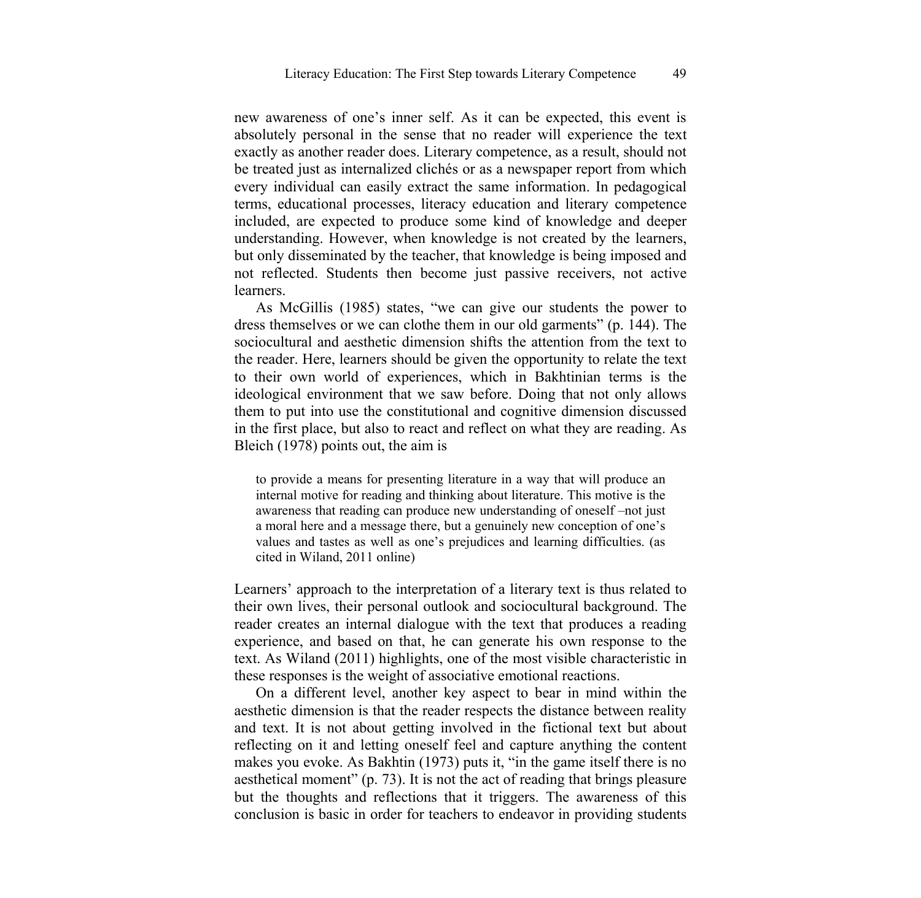new awareness of one's inner self. As it can be expected, this event is absolutely personal in the sense that no reader will experience the text exactly as another reader does. Literary competence, as a result, should not be treated just as internalized clichés or as a newspaper report from which every individual can easily extract the same information. In pedagogical terms, educational processes, literacy education and literary competence included, are expected to produce some kind of knowledge and deeper understanding. However, when knowledge is not created by the learners, but only disseminated by the teacher, that knowledge is being imposed and not reflected. Students then become just passive receivers, not active learners.

As McGillis (1985) states, "we can give our students the power to dress themselves or we can clothe them in our old garments" (p. 144). The sociocultural and aesthetic dimension shifts the attention from the text to the reader. Here, learners should be given the opportunity to relate the text to their own world of experiences, which in Bakhtinian terms is the ideological environment that we saw before. Doing that not only allows them to put into use the constitutional and cognitive dimension discussed in the first place, but also to react and reflect on what they are reading. As Bleich (1978) points out, the aim is

> to provide a means for presenting literature in a way that will produce an internal motive for reading and thinking about literature. This motive is the awareness that reading can produce new understanding of oneself –not just a moral here and a message there, but a genuinely new conception of one's values and tastes as well as one's prejudices and learning difficulties. (as cited in Wiland, 2011 online)

Learners' approach to the interpretation of a literary text is thus related to their own lives, their personal outlook and sociocultural background. The reader creates an internal dialogue with the text that produces a reading experience, and based on that, he can generate his own response to the text. As Wiland (2011) highlights, one of the most visible characteristic in these responses is the weight of associative emotional reactions.

On a different level, another key aspect to bear in mind within the aesthetic dimension is that the reader respects the distance between reality and text. It is not about getting involved in the fictional text but about reflecting on it and letting oneself feel and capture anything the content makes you evoke. As Bakhtin (1973) puts it, "in the game itself there is no aesthetical moment" (p. 73). It is not the act of reading that brings pleasure but the thoughts and reflections that it triggers. The awareness of this conclusion is basic in order for teachers to endeavor in providing students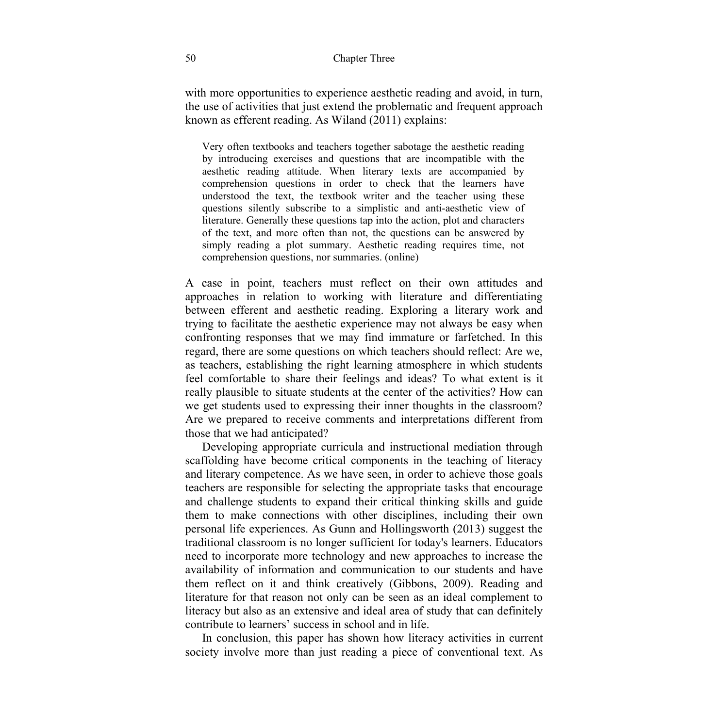with more opportunities to experience aesthetic reading and avoid, in turn, the use of activities that just extend the problematic and frequent approach known as efferent reading. As Wiland (2011) explains:

> Very often textbooks and teachers together sabotage the aesthetic reading by introducing exercises and questions that are incompatible with the aesthetic reading attitude. When literary texts are accompanied by comprehension questions in order to check that the learners have understood the text, the textbook writer and the teacher using these questions silently subscribe to a simplistic and anti-aesthetic view of literature. Generally these questions tap into the action, plot and characters of the text, and more often than not, the questions can be answered by simply reading a plot summary. Aesthetic reading requires time, not comprehension questions, nor summaries. (online)

A case in point, teachers must reflect on their own attitudes and approaches in relation to working with literature and differentiating between efferent and aesthetic reading. Exploring a literary work and trying to facilitate the aesthetic experience may not always be easy when confronting responses that we may find immature or farfetched. In this regard, there are some questions on which teachers should reflect: Are we, as teachers, establishing the right learning atmosphere in which students feel comfortable to share their feelings and ideas? To what extent is it really plausible to situate students at the center of the activities? How can we get students used to expressing their inner thoughts in the classroom? Are we prepared to receive comments and interpretations different from those that we had anticipated?

Developing appropriate curricula and instructional mediation through scaffolding have become critical components in the teaching of literacy and literary competence. As we have seen, in order to achieve those goals teachers are responsible for selecting the appropriate tasks that encourage and challenge students to expand their critical thinking skills and guide them to make connections with other disciplines, including their own personal life experiences. As Gunn and Hollingsworth (2013) suggest the traditional classroom is no longer sufficient for today's learners. Educators need to incorporate more technology and new approaches to increase the availability of information and communication to our students and have them reflect on it and think creatively (Gibbons, 2009). Reading and literature for that reason not only can be seen as an ideal complement to literacy but also as an extensive and ideal area of study that can definitely contribute to learners' success in school and in life.

In conclusion, this paper has shown how literacy activities in current society involve more than just reading a piece of conventional text. As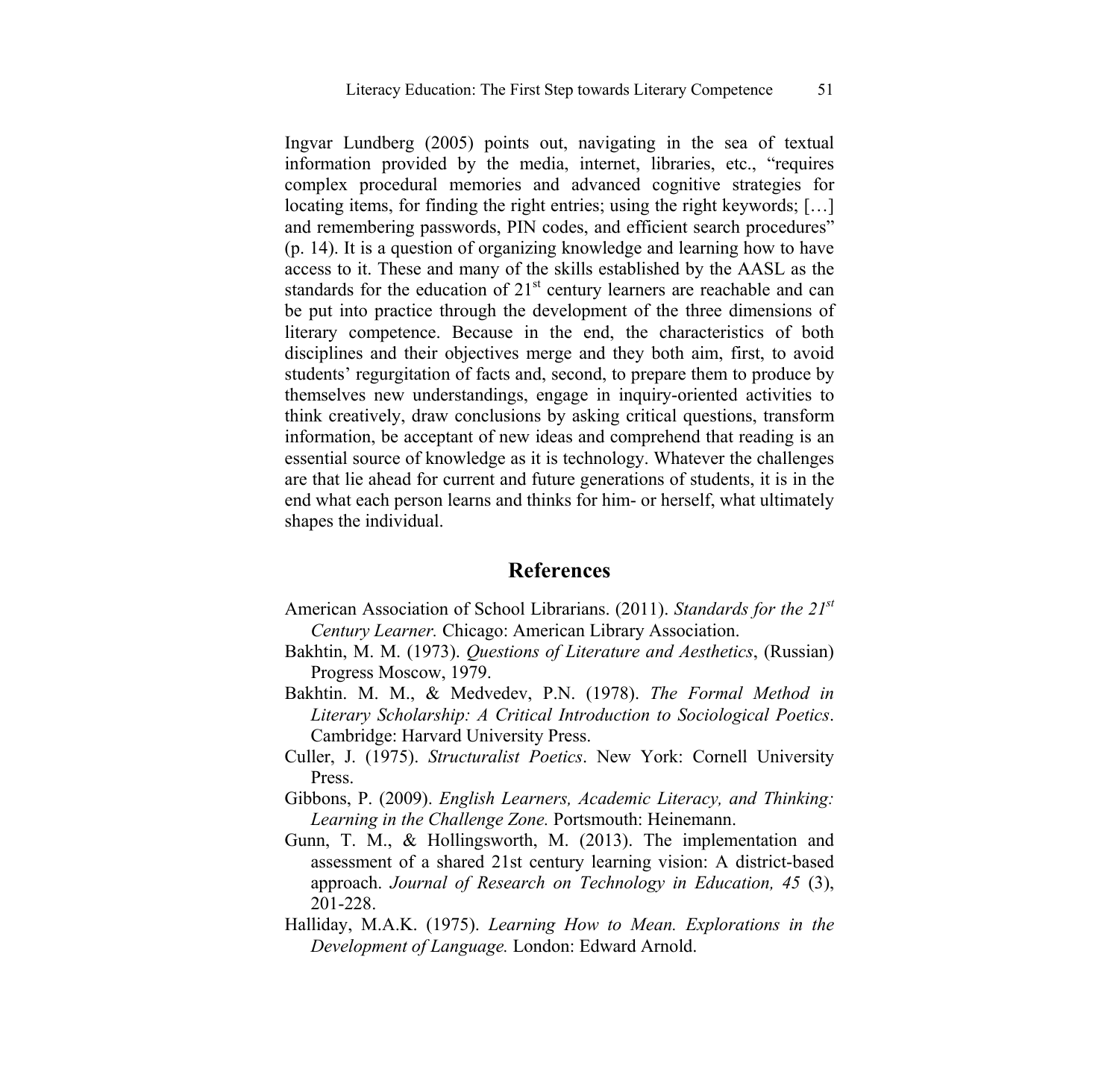Ingvar Lundberg (2005) points out, navigating in the sea of textual information provided by the media, internet, libraries, etc., "requires complex procedural memories and advanced cognitive strategies for locating items, for finding the right entries; using the right keywords; […] and remembering passwords, PIN codes, and efficient search procedures" (p. 14). It is a question of organizing knowledge and learning how to have access to it. These and many of the skills established by the AASL as the standards for the education of 21st century learners are reachable and can be put into practice through the development of the three dimensions of literary competence. Because in the end, the characteristics of both disciplines and their objectives merge and they both aim, first, to avoid students' regurgitation of facts and, second, to prepare them to produce by themselves new understandings, engage in inquiry-oriented activities to think creatively, draw conclusions by asking critical questions, transform information, be acceptant of new ideas and comprehend that reading is an essential source of knowledge as it is technology. Whatever the challenges are that lie ahead for current and future generations of students, it is in the end what each person learns and thinks for him- or herself, what ultimately shapes the individual.

## References

American Association of School Librarians. (2011). *Standards for the 21st Century Learner.* Chicago: American Library Association.

Bakhtin, M. M. (1973). *Questions of Literature and Aesthetics*, (Russian) Progress Moscow, 1979.

Bakhtin. M. M., & Medvedev, P.N. (1978). *The Formal Method in Literary Scholarship: A Critical Introduction to Sociological Poetics*. Cambridge: Harvard University Press.

Culler, J. (1975). *Structuralist Poetics*. New York: Cornell University Press.

Gibbons, P. (2009). *English Learners, Academic Literacy, and Thinking: Learning in the Challenge Zone.* Portsmouth: Heinemann.

Gunn, T. M., & Hollingsworth, M. (2013). The implementation and assessment of a shared 21st century learning vision: A district-based approach. *Journal of Research on Technology in Education, 45* (3), 201-228.

Halliday, M.A.K. (1975). *Learning How to Mean. Explorations in the Development of Language.* London: Edward Arnold.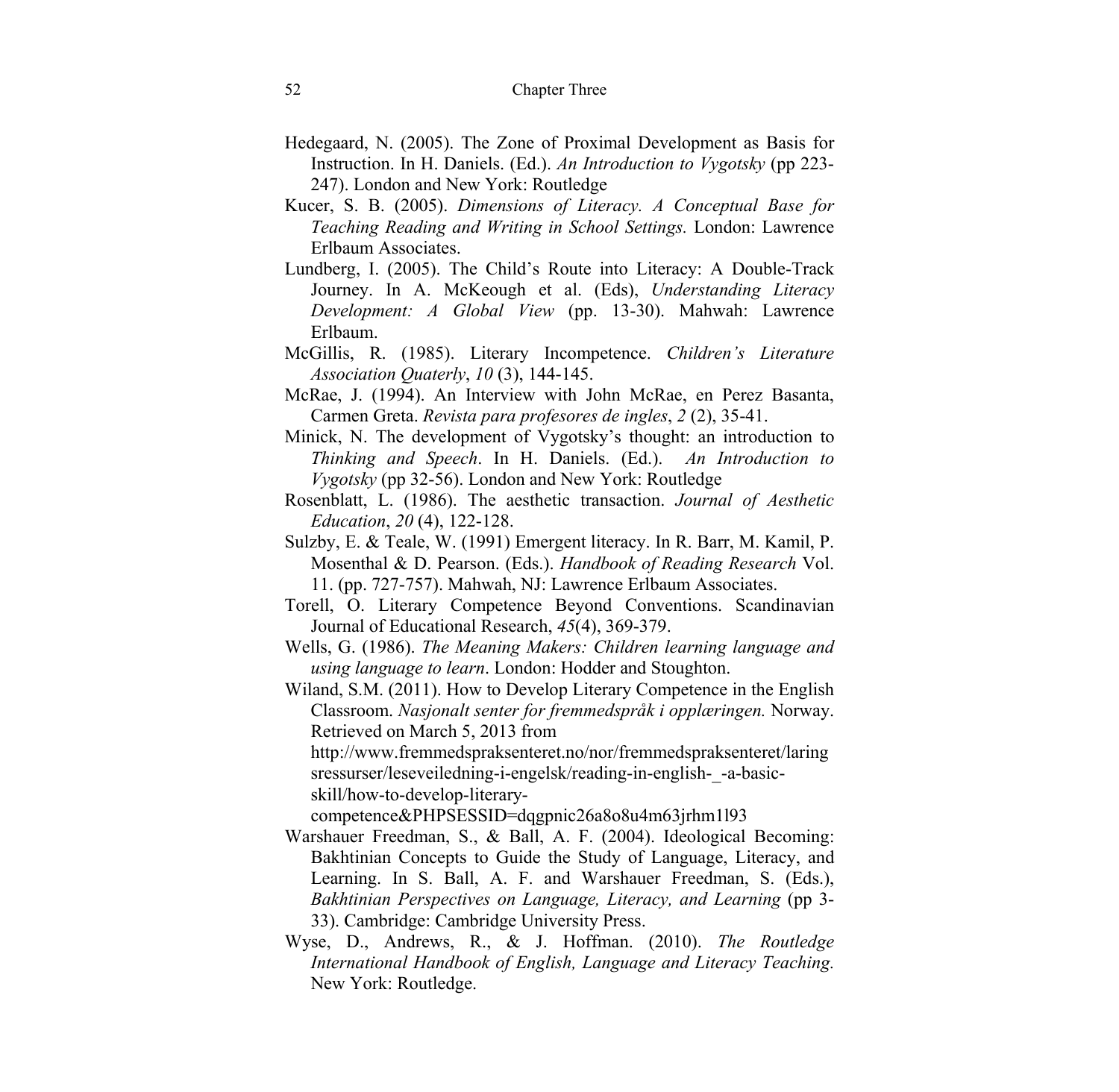Hedegaard, N. (2005). The Zone of Proximal Development as Basis for Instruction. In H. Daniels. (Ed.). *An Introduction to Vygotsky* (pp 223-247). London and New York: Routledge

Kucer, S. B. (2005). *Dimensions of Literacy. A Conceptual Base for Teaching Reading and Writing in School Settings.* London: Lawrence Erlbaum Associates.

Lundberg, I. (2005). The Child's Route into Literacy: A Double-Track Journey. In A. McKeough et al. (Eds), *Understanding Literacy Development: A Global View* (pp. 13-30). Mahwah: Lawrence Erlbaum.

McGillis, R. (1985). Literary Incompetence. *Children's Literature Association Quaterly*, *10* (3), 144-145.

McRae, J. (1994). An Interview with John McRae, en Perez Basanta, Carmen Greta. *Revista para profesores de ingles*, *2* (2), 35-41.

Minick, N. The development of Vygotsky's thought: an introduction to *Thinking and Speech*. In H. Daniels. (Ed.). *An Introduction to Vygotsky* (pp 32-56). London and New York: Routledge

Rosenblatt, L. (1986). The aesthetic transaction. *Journal of Aesthetic Education*, *20* (4), 122-128.

Sulzby, E. & Teale, W. (1991) Emergent literacy. In R. Barr, M. Kamil, P. Mosenthal & D. Pearson. (Eds.). *Handbook of Reading Research* Vol. 11. (pp. 727-757). Mahwah, NJ: Lawrence Erlbaum Associates.

Torell, O. Literary Competence Beyond Conventions. Scandinavian Journal of Educational Research, *45*(4), 369-379.

Wells, G. (1986). *The Meaning Makers: Children learning language and using language to learn*. London: Hodder and Stoughton.

Wiland, S.M. (2011). How to Develop Literary Competence in the English Classroom. *Nasjonalt senter for fremmedspråk i opplæringen.* Norway. Retrieved on March 5, 2013 from http://www.fremmedspraksenteret.no/nor/fremmedspraksenteret/laringsressurser/leseveiledning-i-engelsk/reading-in-english-_-a-basic-skill/how-to-develop-literary-competence&PHPSESSID=dqgpnic26a8o8u4m63jrhm1l93

Warshauer Freedman, S., & Ball, A. F. (2004). Ideological Becoming: Bakhtinian Concepts to Guide the Study of Language, Literacy, and Learning. In S. Ball, A. F. and Warshauer Freedman, S. (Eds.), *Bakhtinian Perspectives on Language, Literacy, and Learning* (pp 3-33). Cambridge: Cambridge University Press.

Wyse, D., Andrews, R., & J. Hoffman. (2010). *The Routledge International Handbook of English, Language and Literacy Teaching.* New York: Routledge.